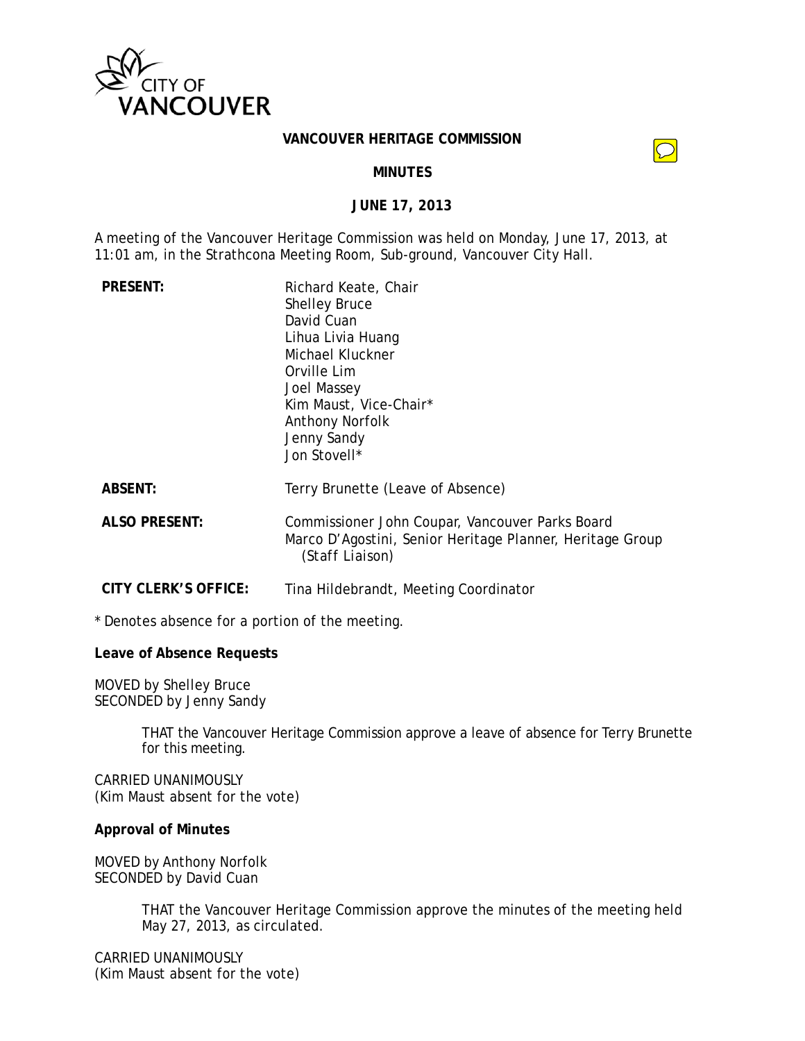CITY OF VANCOUVER

# VANCOUVER HERITAGE COMMISSION

## MINUTES

## JUNE 17, 2013

A meeting of the Vancouver Heritage Commission was held on Monday, June 17, 2013, at 11:01 am, in the Strathcona Meeting Room, Sub-ground, Vancouver City Hall.

| | |
|---|---|
| **PRESENT:** | Richard Keate, Chair<br>Shelley Bruce<br>David Cuan<br>Lihua Livia Huang<br>Michael Kluckner<br>Orville Lim<br>Joel Massey<br>Kim Maust, Vice-Chair*<br>Anthony Norfolk<br>Jenny Sandy<br>Jon Stovell* |
| **ABSENT:** | Terry Brunette (Leave of Absence) |
| **ALSO PRESENT:** | Commissioner John Coupar, Vancouver Parks Board<br>Marco D'Agostini, Senior Heritage Planner, Heritage Group (Staff Liaison) |
| **CITY CLERK'S OFFICE:** | Tina Hildebrandt, Meeting Coordinator |

* Denotes absence for a portion of the meeting.

**Leave of Absence Requests**

MOVED by Shelley Bruce
SECONDED by Jenny Sandy

> THAT the Vancouver Heritage Commission approve a leave of absence for Terry Brunette for this meeting.

CARRIED UNANIMOUSLY
(Kim Maust absent for the vote)

**Approval of Minutes**

MOVED by Anthony Norfolk
SECONDED by David Cuan

> THAT the Vancouver Heritage Commission approve the minutes of the meeting held May 27, 2013, as circulated.

CARRIED UNANIMOUSLY
(Kim Maust absent for the vote)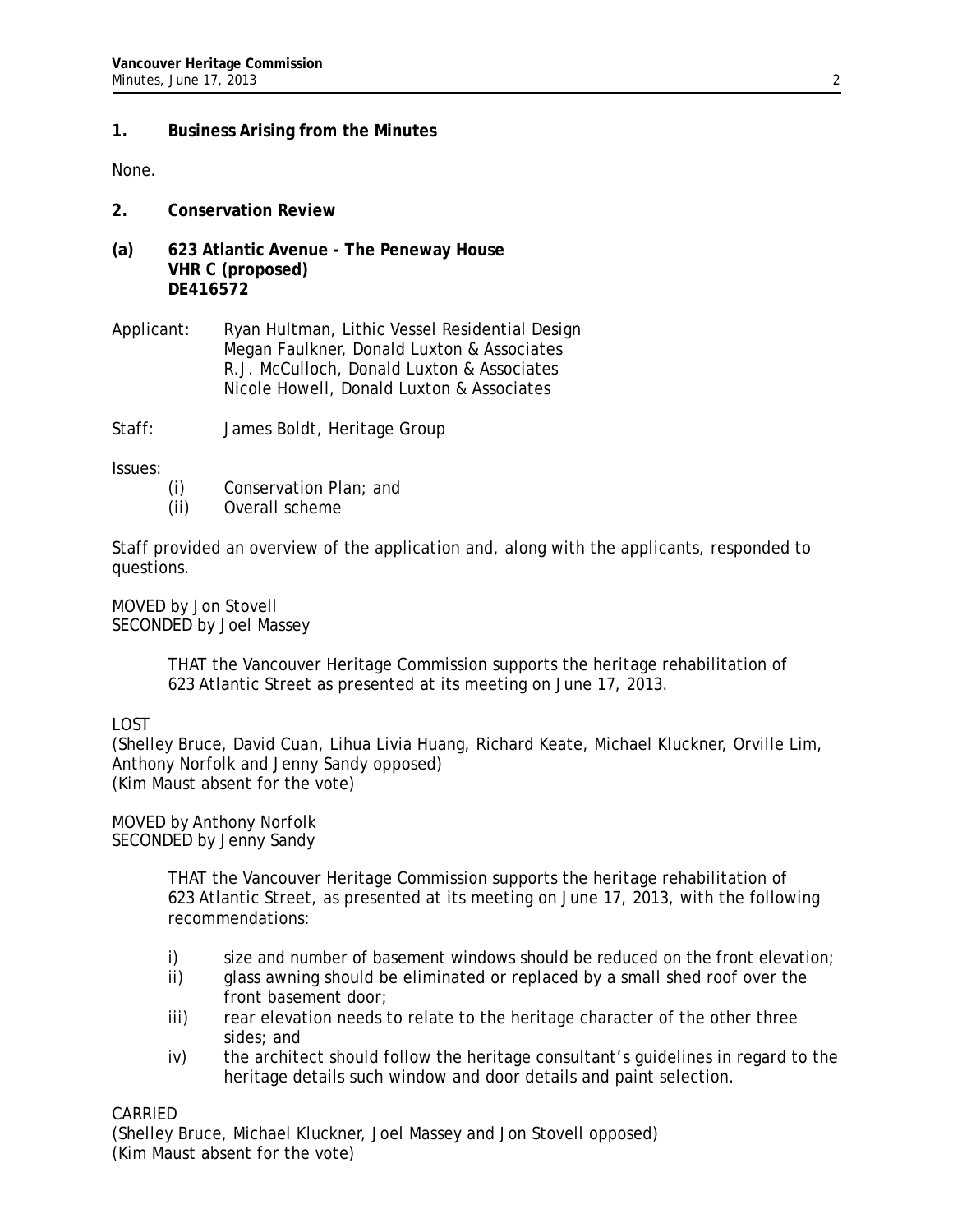## 1. Business Arising from the Minutes

None.

## 2. Conservation Review

### (a) 623 Atlantic Avenue - The Peneway House
**VHR C (proposed)**
**DE416572**

Applicant: Ryan Hultman, Lithic Vessel Residential Design
Megan Faulkner, Donald Luxton & Associates
R.J. McCulloch, Donald Luxton & Associates
Nicole Howell, Donald Luxton & Associates

Staff: James Boldt, Heritage Group

Issues:

(i) Conservation Plan; and
(ii) Overall scheme

Staff provided an overview of the application and, along with the applicants, responded to questions.

MOVED by Jon Stovell
SECONDED by Joel Massey

> THAT the Vancouver Heritage Commission supports the heritage rehabilitation of 623 Atlantic Street as presented at its meeting on June 17, 2013.

LOST
(Shelley Bruce, David Cuan, Lihua Livia Huang, Richard Keate, Michael Kluckner, Orville Lim, Anthony Norfolk and Jenny Sandy opposed)
(Kim Maust absent for the vote)

MOVED by Anthony Norfolk
SECONDED by Jenny Sandy

> THAT the Vancouver Heritage Commission supports the heritage rehabilitation of 623 Atlantic Street, as presented at its meeting on June 17, 2013, with the following recommendations:
>
> i) size and number of basement windows should be reduced on the front elevation;
> ii) glass awning should be eliminated or replaced by a small shed roof over the front basement door;
> iii) rear elevation needs to relate to the heritage character of the other three sides; and
> iv) the architect should follow the heritage consultant's guidelines in regard to the heritage details such window and door details and paint selection.

CARRIED
(Shelley Bruce, Michael Kluckner, Joel Massey and Jon Stovell opposed)
(Kim Maust absent for the vote)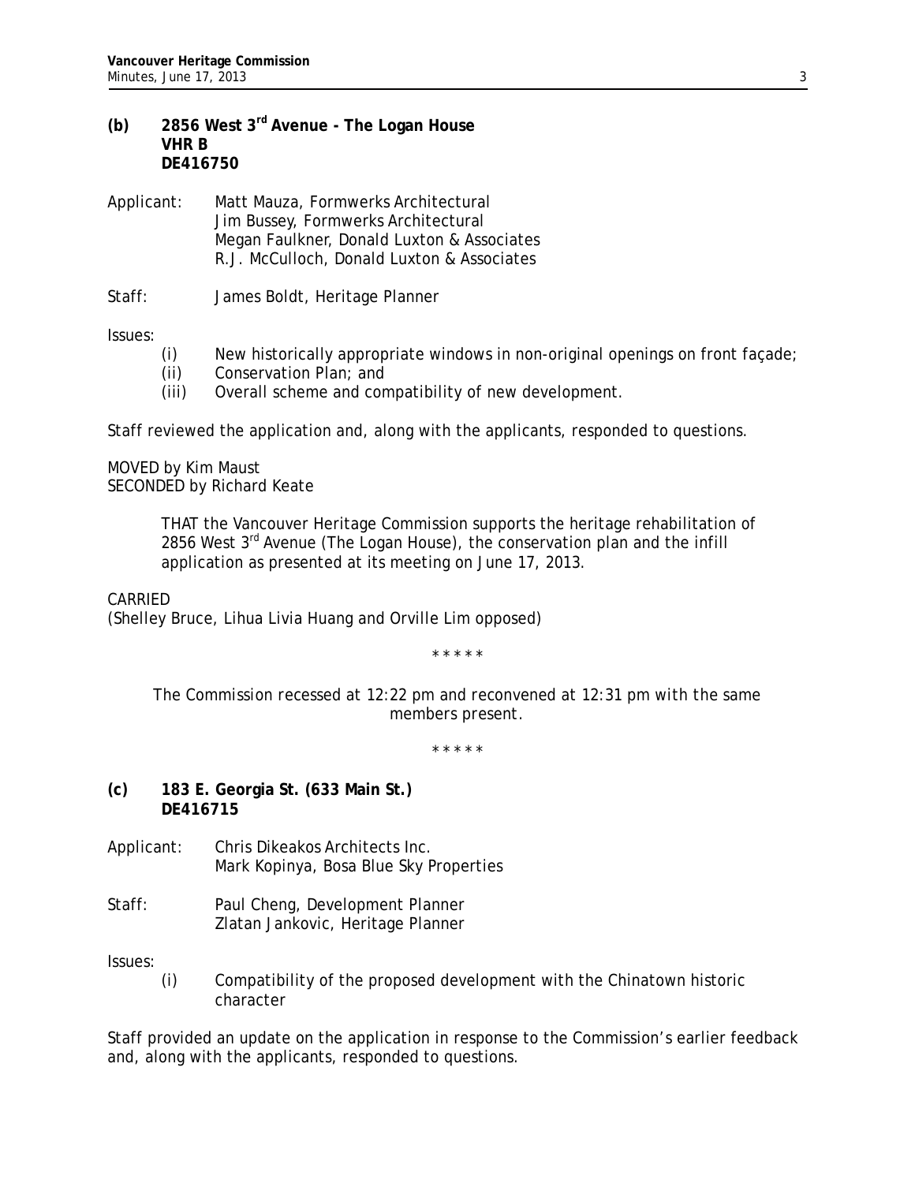**(b) 2856 West 3rd Avenue - The Logan House**
**VHR B**
**DE416750**

Applicant: Matt Mauza, Formwerks Architectural
Jim Bussey, Formwerks Architectural
Megan Faulkner, Donald Luxton & Associates
R.J. McCulloch, Donald Luxton & Associates

Staff: James Boldt, Heritage Planner

Issues:

(i) New historically appropriate windows in non-original openings on front façade;
(ii) Conservation Plan; and
(iii) Overall scheme and compatibility of new development.

Staff reviewed the application and, along with the applicants, responded to questions.

MOVED by Kim Maust
SECONDED by Richard Keate

> THAT the Vancouver Heritage Commission supports the heritage rehabilitation of 2856 West 3rd Avenue (The Logan House), the conservation plan and the infill application as presented at its meeting on June 17, 2013.

CARRIED
(Shelley Bruce, Lihua Livia Huang and Orville Lim opposed)

\* \* \* \* \*

*The Commission recessed at 12:22 pm and reconvened at 12:31 pm with the same members present.*

\* \* \* \* \*

**(c) 183 E. Georgia St. (633 Main St.)**
**DE416715**

Applicant: Chris Dikeakos Architects Inc.
Mark Kopinya, Bosa Blue Sky Properties

Staff: Paul Cheng, Development Planner
Zlatan Jankovic, Heritage Planner

Issues:

(i) Compatibility of the proposed development with the Chinatown historic character

Staff provided an update on the application in response to the Commission's earlier feedback and, along with the applicants, responded to questions.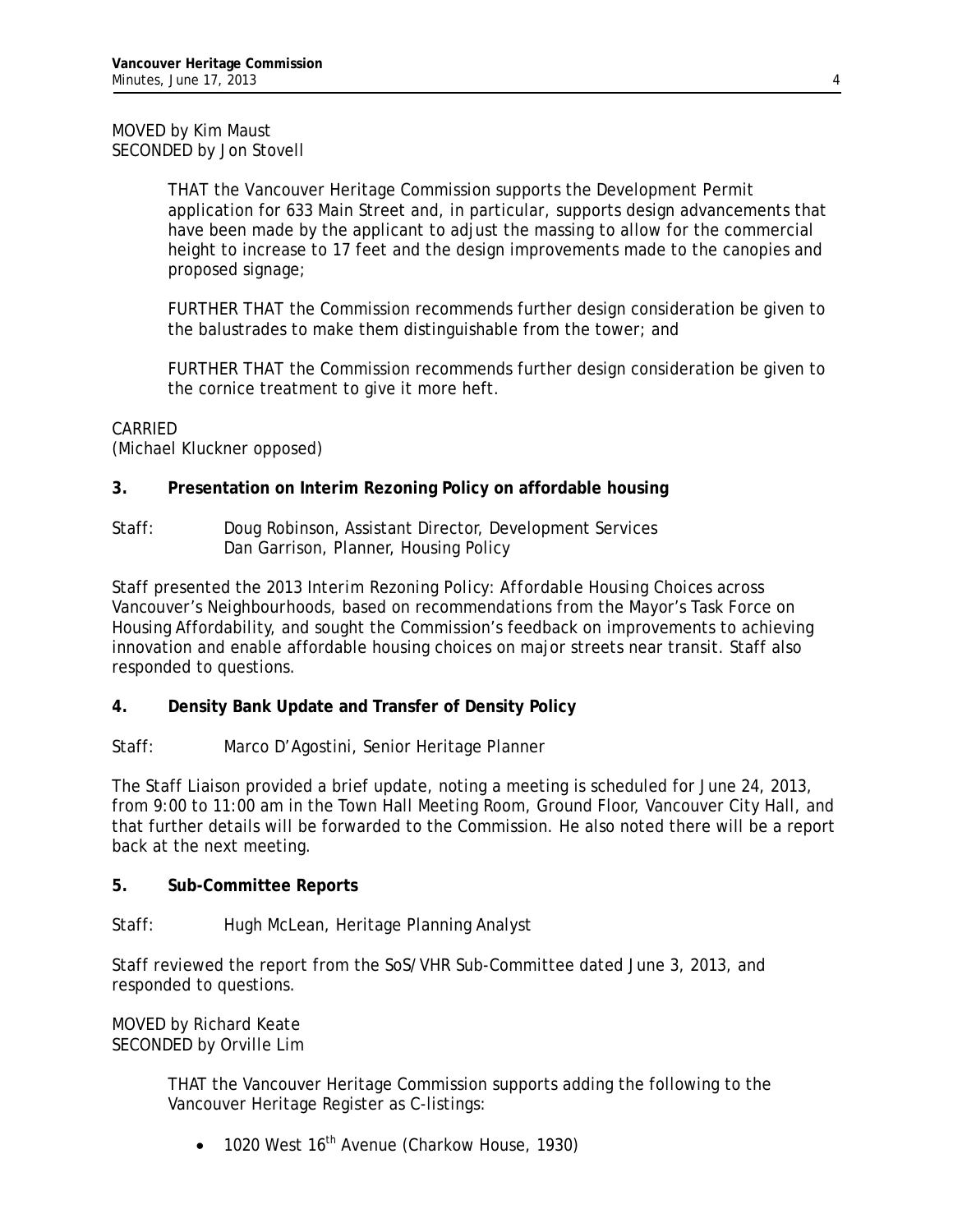MOVED by Kim Maust
SECONDED by Jon Stovell

> THAT the Vancouver Heritage Commission supports the Development Permit application for 633 Main Street and, in particular, supports design advancements that have been made by the applicant to adjust the massing to allow for the commercial height to increase to 17 feet and the design improvements made to the canopies and proposed signage;
>
> FURTHER THAT the Commission recommends further design consideration be given to the balustrades to make them distinguishable from the tower; and
>
> FURTHER THAT the Commission recommends further design consideration be given to the cornice treatment to give it more heft.

CARRIED
(Michael Kluckner opposed)

**3. Presentation on Interim Rezoning Policy on affordable housing**

Staff: Doug Robinson, Assistant Director, Development Services
Dan Garrison, Planner, Housing Policy

Staff presented the 2013 Interim Rezoning Policy: Affordable Housing Choices across Vancouver's Neighbourhoods, based on recommendations from the Mayor's Task Force on Housing Affordability, and sought the Commission's feedback on improvements to achieving innovation and enable affordable housing choices on major streets near transit. Staff also responded to questions.

**4. Density Bank Update and Transfer of Density Policy**

Staff: Marco D'Agostini, Senior Heritage Planner

The Staff Liaison provided a brief update, noting a meeting is scheduled for June 24, 2013, from 9:00 to 11:00 am in the Town Hall Meeting Room, Ground Floor, Vancouver City Hall, and that further details will be forwarded to the Commission. He also noted there will be a report back at the next meeting.

**5. Sub-Committee Reports**

Staff: Hugh McLean, Heritage Planning Analyst

Staff reviewed the report from the SoS/VHR Sub-Committee dated June 3, 2013, and responded to questions.

MOVED by Richard Keate
SECONDED by Orville Lim

> THAT the Vancouver Heritage Commission supports adding the following to the Vancouver Heritage Register as C-listings:
>
> - 1020 West 16th Avenue (Charkow House, 1930)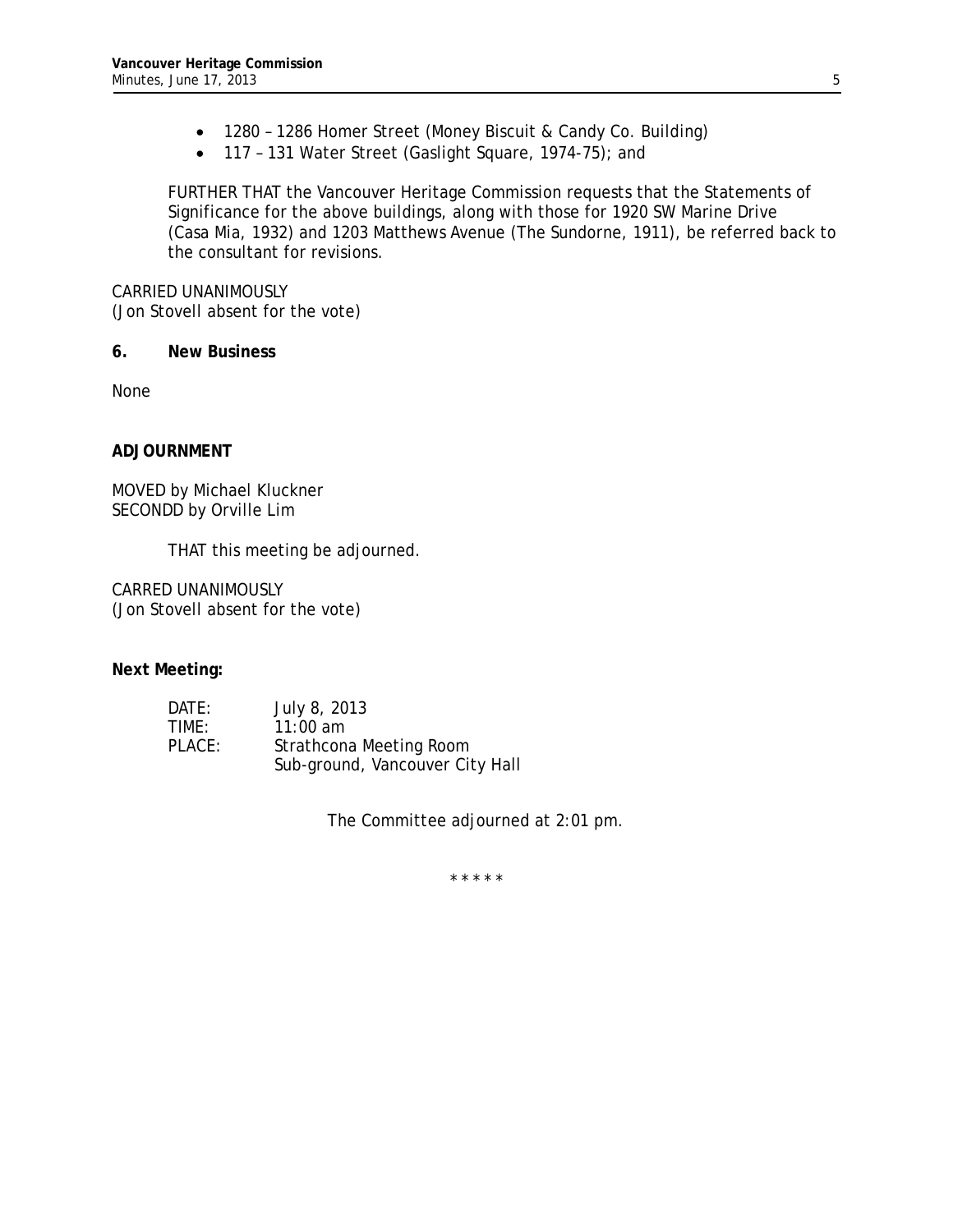- 1280 – 1286 Homer Street (Money Biscuit & Candy Co. Building)
- 117 – 131 Water Street (Gaslight Square, 1974-75); and

FURTHER THAT the Vancouver Heritage Commission requests that the Statements of Significance for the above buildings, along with those for 1920 SW Marine Drive (Casa Mia, 1932) and 1203 Matthews Avenue (The Sundorne, 1911), be referred back to the consultant for revisions.

CARRIED UNANIMOUSLY
(Jon Stovell absent for the vote)

**6. New Business**

None

**ADJOURNMENT**

MOVED by Michael Kluckner
SECONDD by Orville Lim

THAT this meeting be adjourned.

CARRED UNANIMOUSLY
(Jon Stovell absent for the vote)

**Next Meeting:**

| | |
|---|---|
| DATE: | July 8, 2013 |
| TIME: | 11:00 am |
| PLACE: | Strathcona Meeting Room<br>Sub-ground, Vancouver City Hall |

The Committee adjourned at 2:01 pm.

\* \* \* \* \*